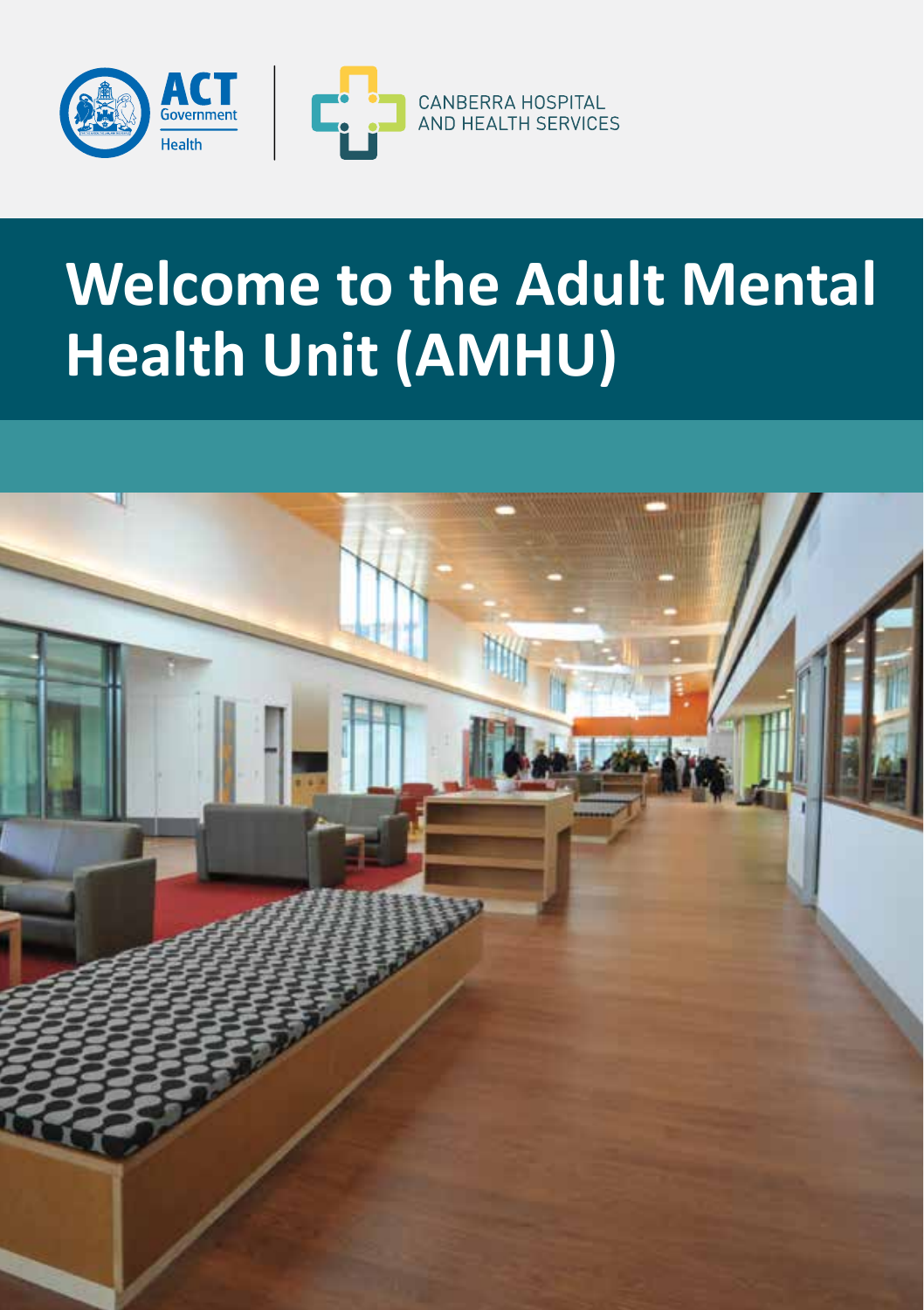ACT Government Health

CANBERRA HOSPITAL AND HEALTH SERVICES

# Welcome to the Adult Mental Health Unit (AMHU)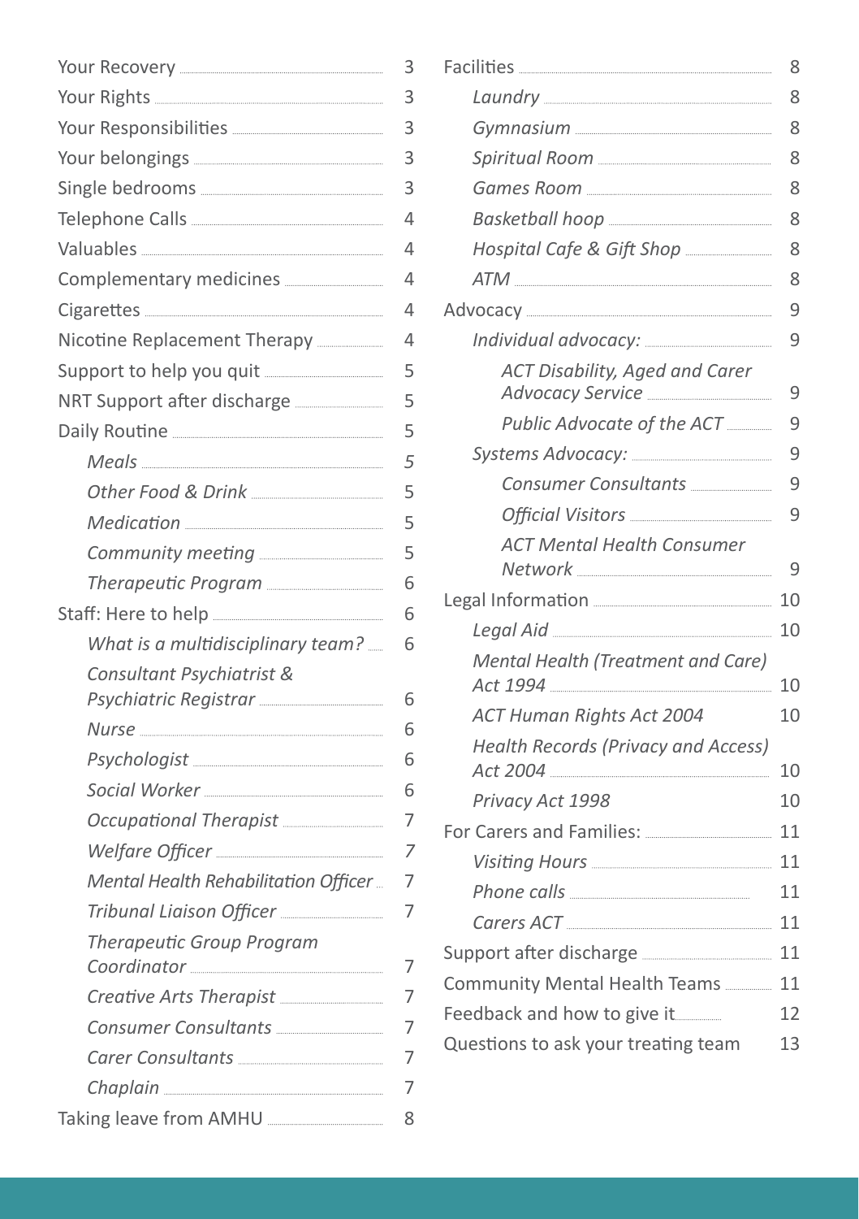- Your Recovery — 3
- Your Rights — 3
- Your Responsibilities — 3
- Your belongings — 3
- Single bedrooms — 3
- Telephone Calls — 4
- Valuables — 4
- Complementary medicines — 4
- Cigarettes — 4
- Nicotine Replacement Therapy — 4
- Support to help you quit — 5
- NRT Support after discharge — 5
- Daily Routine — 5
  - *Meals* — 5
  - *Other Food & Drink* — 5
  - *Medication* — 5
  - *Community meeting* — 5
  - *Therapeutic Program* — 6
- Staff: Here to help — 6
  - *What is a multidisciplinary team?* — 6
  - *Consultant Psychiatrist & Psychiatric Registrar* — 6
  - *Nurse* — 6
  - *Psychologist* — 6
  - *Social Worker* — 6
  - *Occupational Therapist* — 7
  - *Welfare Officer* — 7
  - *Mental Health Rehabilitation Officer* — 7
  - *Tribunal Liaison Officer* — 7
  - *Therapeutic Group Program Coordinator* — 7
  - *Creative Arts Therapist* — 7
  - *Consumer Consultants* — 7
  - *Carer Consultants* — 7
  - *Chaplain* — 7
- Taking leave from AMHU — 8
- Facilities — 8
  - *Laundry* — 8
  - *Gymnasium* — 8
  - *Spiritual Room* — 8
  - *Games Room* — 8
  - *Basketball hoop* — 8
  - *Hospital Cafe & Gift Shop* — 8
  - *ATM* — 8
- Advocacy — 9
  - *Individual advocacy:* — 9
    - *ACT Disability, Aged and Carer Advocacy Service* — 9
    - *Public Advocate of the ACT* — 9
  - *Systems Advocacy:* — 9
    - *Consumer Consultants* — 9
    - *Official Visitors* — 9
    - *ACT Mental Health Consumer Network* — 9
- Legal Information — 10
  - *Legal Aid* — 10
  - *Mental Health (Treatment and Care) Act 1994* — 10
  - *ACT Human Rights Act 2004* — 10
  - *Health Records (Privacy and Access) Act 2004* — 10
  - *Privacy Act 1998* — 10
- For Carers and Families: — 11
  - *Visiting Hours* — 11
  - *Phone calls* — 11
  - *Carers ACT* — 11
- Support after discharge — 11
- Community Mental Health Teams — 11
- Feedback and how to give it — 12
- Questions to ask your treating team — 13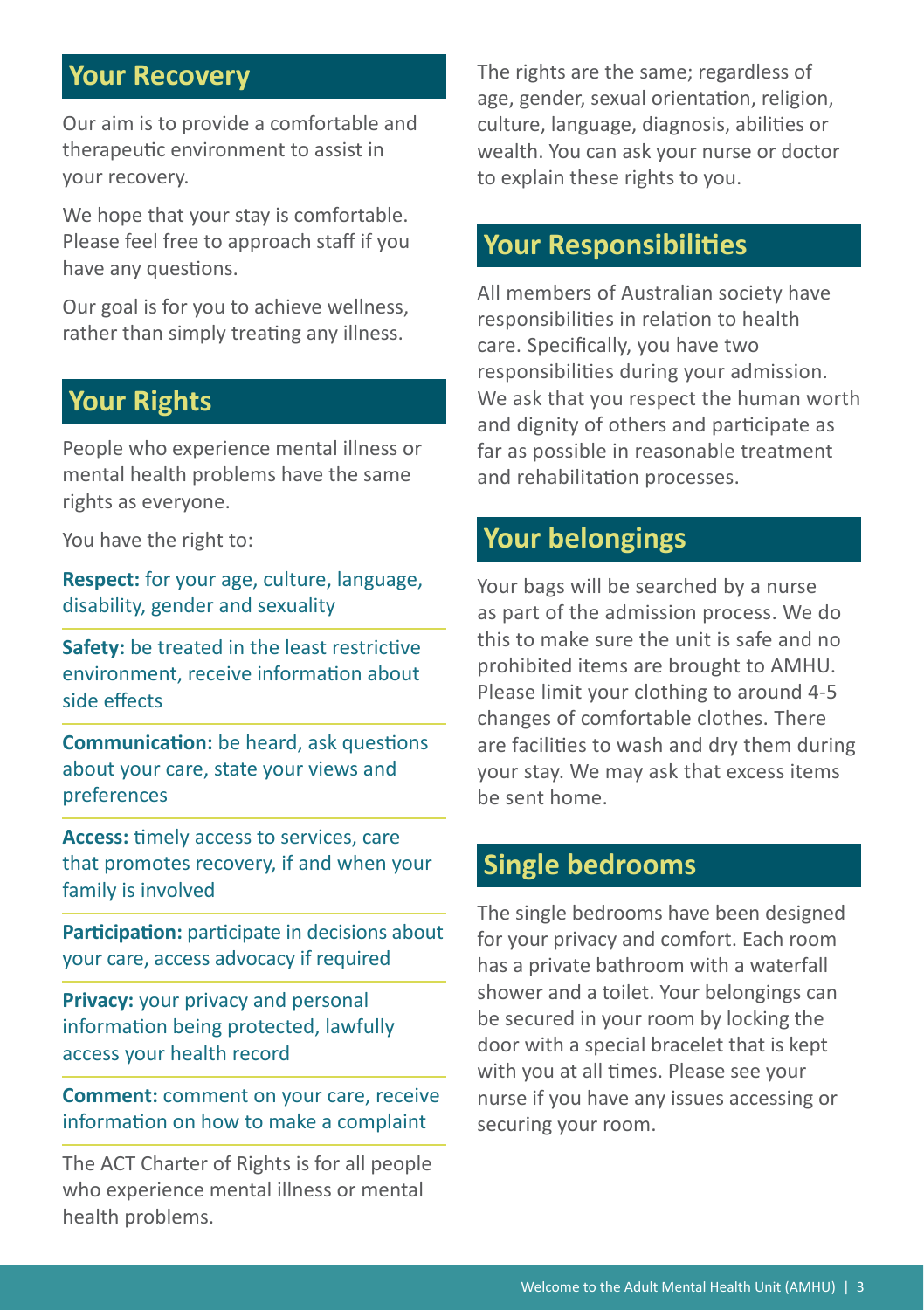## Your Recovery

Our aim is to provide a comfortable and therapeutic environment to assist in your recovery.

We hope that your stay is comfortable. Please feel free to approach staff if you have any questions.

Our goal is for you to achieve wellness, rather than simply treating any illness.

## Your Rights

People who experience mental illness or mental health problems have the same rights as everyone.

You have the right to:

**Respect:** for your age, culture, language, disability, gender and sexuality

**Safety:** be treated in the least restrictive environment, receive information about side effects

**Communication:** be heard, ask questions about your care, state your views and preferences

**Access:** timely access to services, care that promotes recovery, if and when your family is involved

**Participation:** participate in decisions about your care, access advocacy if required

**Privacy:** your privacy and personal information being protected, lawfully access your health record

**Comment:** comment on your care, receive information on how to make a complaint

The ACT Charter of Rights is for all people who experience mental illness or mental health problems.

The rights are the same; regardless of age, gender, sexual orientation, religion, culture, language, diagnosis, abilities or wealth. You can ask your nurse or doctor to explain these rights to you.

## Your Responsibilities

All members of Australian society have responsibilities in relation to health care. Specifically, you have two responsibilities during your admission. We ask that you respect the human worth and dignity of others and participate as far as possible in reasonable treatment and rehabilitation processes.

## Your belongings

Your bags will be searched by a nurse as part of the admission process. We do this to make sure the unit is safe and no prohibited items are brought to AMHU. Please limit your clothing to around 4-5 changes of comfortable clothes. There are facilities to wash and dry them during your stay. We may ask that excess items be sent home.

## Single bedrooms

The single bedrooms have been designed for your privacy and comfort. Each room has a private bathroom with a waterfall shower and a toilet. Your belongings can be secured in your room by locking the door with a special bracelet that is kept with you at all times. Please see your nurse if you have any issues accessing or securing your room.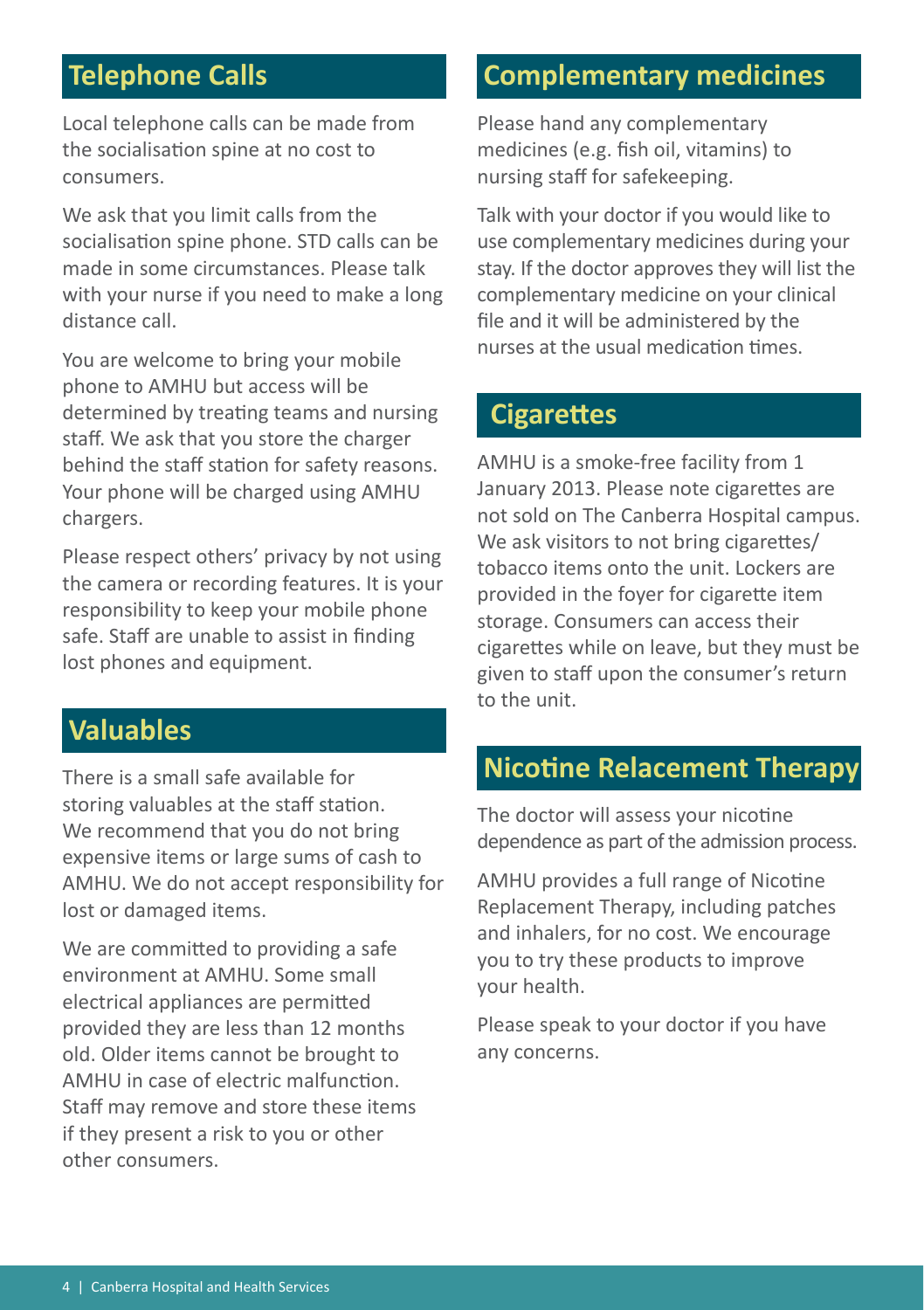## Telephone Calls

Local telephone calls can be made from the socialisation spine at no cost to consumers.

We ask that you limit calls from the socialisation spine phone. STD calls can be made in some circumstances. Please talk with your nurse if you need to make a long distance call.

You are welcome to bring your mobile phone to AMHU but access will be determined by treating teams and nursing staff. We ask that you store the charger behind the staff station for safety reasons. Your phone will be charged using AMHU chargers.

Please respect others' privacy by not using the camera or recording features. It is your responsibility to keep your mobile phone safe. Staff are unable to assist in finding lost phones and equipment.

## Valuables

There is a small safe available for storing valuables at the staff station. We recommend that you do not bring expensive items or large sums of cash to AMHU. We do not accept responsibility for lost or damaged items.

We are committed to providing a safe environment at AMHU. Some small electrical appliances are permitted provided they are less than 12 months old. Older items cannot be brought to AMHU in case of electric malfunction. Staff may remove and store these items if they present a risk to you or other other consumers.

## Complementary medicines

Please hand any complementary medicines (e.g. fish oil, vitamins) to nursing staff for safekeeping.

Talk with your doctor if you would like to use complementary medicines during your stay. If the doctor approves they will list the complementary medicine on your clinical file and it will be administered by the nurses at the usual medication times.

## Cigarettes

AMHU is a smoke-free facility from 1 January 2013. Please note cigarettes are not sold on The Canberra Hospital campus. We ask visitors to not bring cigarettes/ tobacco items onto the unit. Lockers are provided in the foyer for cigarette item storage. Consumers can access their cigarettes while on leave, but they must be given to staff upon the consumer's return to the unit.

## Nicotine Relacement Therapy

The doctor will assess your nicotine dependence as part of the admission process.

AMHU provides a full range of Nicotine Replacement Therapy, including patches and inhalers, for no cost. We encourage you to try these products to improve your health.

Please speak to your doctor if you have any concerns.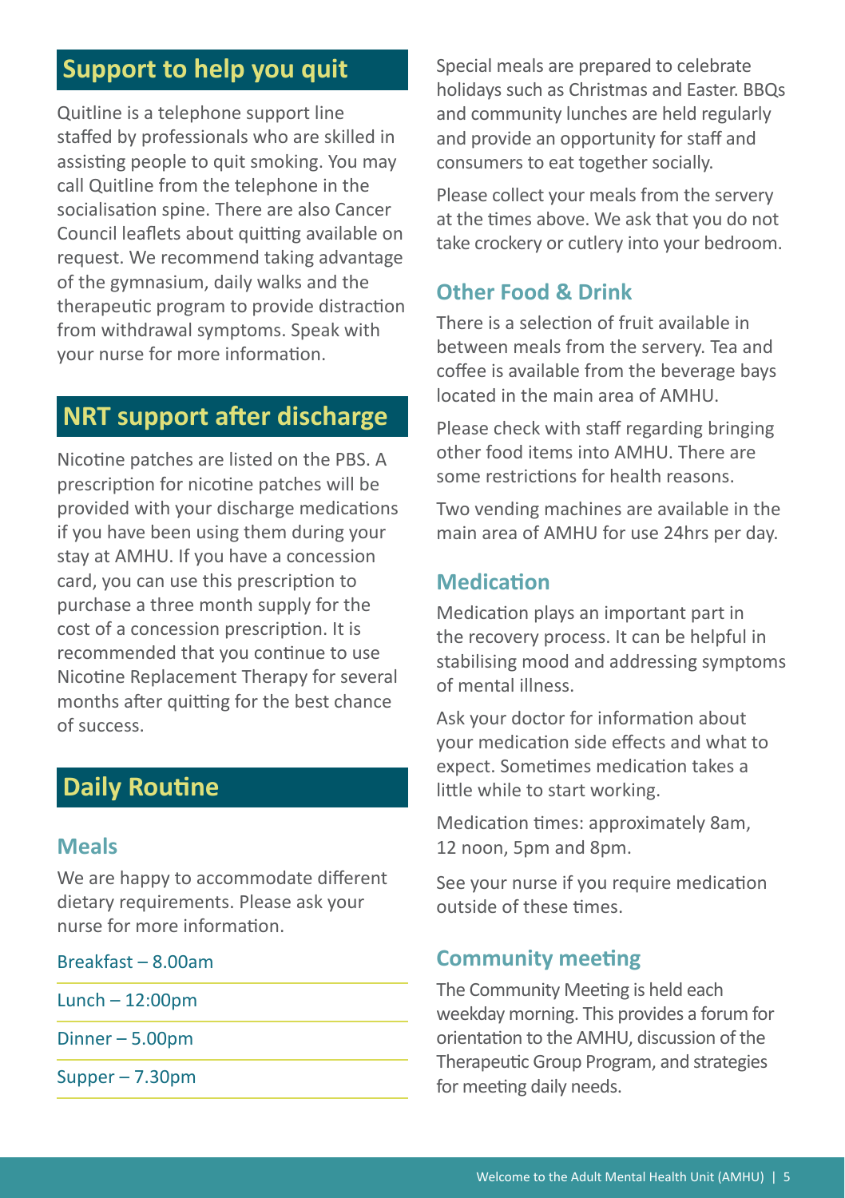## Support to help you quit

Quitline is a telephone support line staffed by professionals who are skilled in assisting people to quit smoking. You may call Quitline from the telephone in the socialisation spine. There are also Cancer Council leaflets about quitting available on request. We recommend taking advantage of the gymnasium, daily walks and the therapeutic program to provide distraction from withdrawal symptoms. Speak with your nurse for more information.

## NRT support after discharge

Nicotine patches are listed on the PBS. A prescription for nicotine patches will be provided with your discharge medications if you have been using them during your stay at AMHU. If you have a concession card, you can use this prescription to purchase a three month supply for the cost of a concession prescription. It is recommended that you continue to use Nicotine Replacement Therapy for several months after quitting for the best chance of success.

## Daily Routine

### Meals

We are happy to accommodate different dietary requirements. Please ask your nurse for more information.

- Breakfast – 8.00am
- Lunch – 12:00pm
- Dinner – 5.00pm
- Supper – 7.30pm

Special meals are prepared to celebrate holidays such as Christmas and Easter. BBQs and community lunches are held regularly and provide an opportunity for staff and consumers to eat together socially.

Please collect your meals from the servery at the times above. We ask that you do not take crockery or cutlery into your bedroom.

### Other Food & Drink

There is a selection of fruit available in between meals from the servery. Tea and coffee is available from the beverage bays located in the main area of AMHU.

Please check with staff regarding bringing other food items into AMHU. There are some restrictions for health reasons.

Two vending machines are available in the main area of AMHU for use 24hrs per day.

### Medication

Medication plays an important part in the recovery process. It can be helpful in stabilising mood and addressing symptoms of mental illness.

Ask your doctor for information about your medication side effects and what to expect. Sometimes medication takes a little while to start working.

Medication times: approximately 8am, 12 noon, 5pm and 8pm.

See your nurse if you require medication outside of these times.

### Community meeting

The Community Meeting is held each weekday morning. This provides a forum for orientation to the AMHU, discussion of the Therapeutic Group Program, and strategies for meeting daily needs.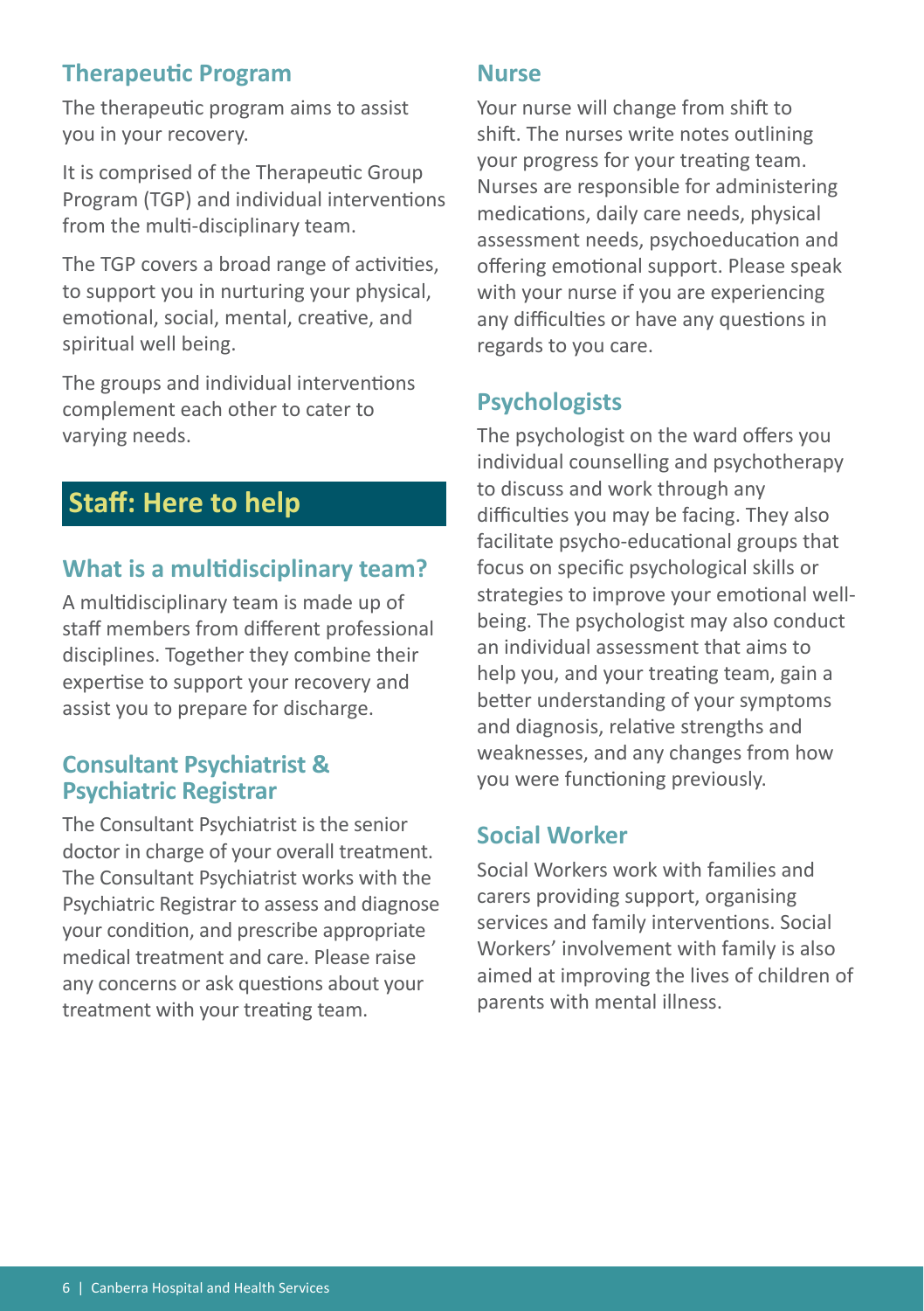## Therapeutic Program

The therapeutic program aims to assist you in your recovery.

It is comprised of the Therapeutic Group Program (TGP) and individual interventions from the multi-disciplinary team.

The TGP covers a broad range of activities, to support you in nurturing your physical, emotional, social, mental, creative, and spiritual well being.

The groups and individual interventions complement each other to cater to varying needs.

# Staff: Here to help

## What is a multidisciplinary team?

A multidisciplinary team is made up of staff members from different professional disciplines. Together they combine their expertise to support your recovery and assist you to prepare for discharge.

## Consultant Psychiatrist & Psychiatric Registrar

The Consultant Psychiatrist is the senior doctor in charge of your overall treatment. The Consultant Psychiatrist works with the Psychiatric Registrar to assess and diagnose your condition, and prescribe appropriate medical treatment and care. Please raise any concerns or ask questions about your treatment with your treating team.

## Nurse

Your nurse will change from shift to shift. The nurses write notes outlining your progress for your treating team. Nurses are responsible for administering medications, daily care needs, physical assessment needs, psychoeducation and offering emotional support. Please speak with your nurse if you are experiencing any difficulties or have any questions in regards to you care.

## Psychologists

The psychologist on the ward offers you individual counselling and psychotherapy to discuss and work through any difficulties you may be facing. They also facilitate psycho-educational groups that focus on specific psychological skills or strategies to improve your emotional well-being. The psychologist may also conduct an individual assessment that aims to help you, and your treating team, gain a better understanding of your symptoms and diagnosis, relative strengths and weaknesses, and any changes from how you were functioning previously.

## Social Worker

Social Workers work with families and carers providing support, organising services and family interventions. Social Workers' involvement with family is also aimed at improving the lives of children of parents with mental illness.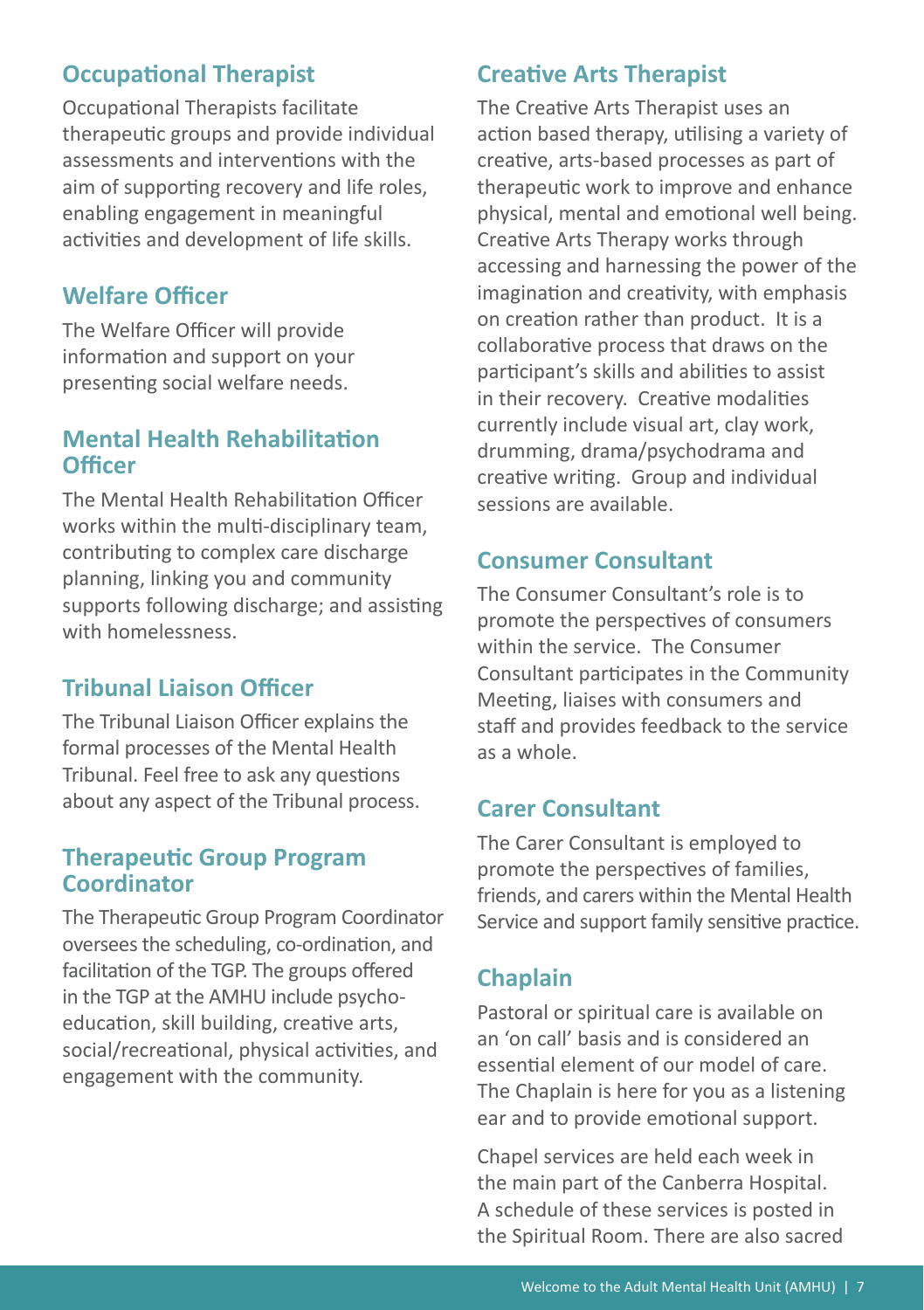## Occupational Therapist

Occupational Therapists facilitate therapeutic groups and provide individual assessments and interventions with the aim of supporting recovery and life roles, enabling engagement in meaningful activities and development of life skills.

## Welfare Officer

The Welfare Officer will provide information and support on your presenting social welfare needs.

## Mental Health Rehabilitation Officer

The Mental Health Rehabilitation Officer works within the multi-disciplinary team, contributing to complex care discharge planning, linking you and community supports following discharge; and assisting with homelessness.

## Tribunal Liaison Officer

The Tribunal Liaison Officer explains the formal processes of the Mental Health Tribunal. Feel free to ask any questions about any aspect of the Tribunal process.

## Therapeutic Group Program Coordinator

The Therapeutic Group Program Coordinator oversees the scheduling, co-ordination, and facilitation of the TGP. The groups offered in the TGP at the AMHU include psycho-education, skill building, creative arts, social/recreational, physical activities, and engagement with the community.

## Creative Arts Therapist

The Creative Arts Therapist uses an action based therapy, utilising a variety of creative, arts-based processes as part of therapeutic work to improve and enhance physical, mental and emotional well being. Creative Arts Therapy works through accessing and harnessing the power of the imagination and creativity, with emphasis on creation rather than product. It is a collaborative process that draws on the participant's skills and abilities to assist in their recovery. Creative modalities currently include visual art, clay work, drumming, drama/psychodrama and creative writing. Group and individual sessions are available.

## Consumer Consultant

The Consumer Consultant's role is to promote the perspectives of consumers within the service. The Consumer Consultant participates in the Community Meeting, liaises with consumers and staff and provides feedback to the service as a whole.

## Carer Consultant

The Carer Consultant is employed to promote the perspectives of families, friends, and carers within the Mental Health Service and support family sensitive practice.

## Chaplain

Pastoral or spiritual care is available on an 'on call' basis and is considered an essential element of our model of care. The Chaplain is here for you as a listening ear and to provide emotional support.

Chapel services are held each week in the main part of the Canberra Hospital. A schedule of these services is posted in the Spiritual Room. There are also sacred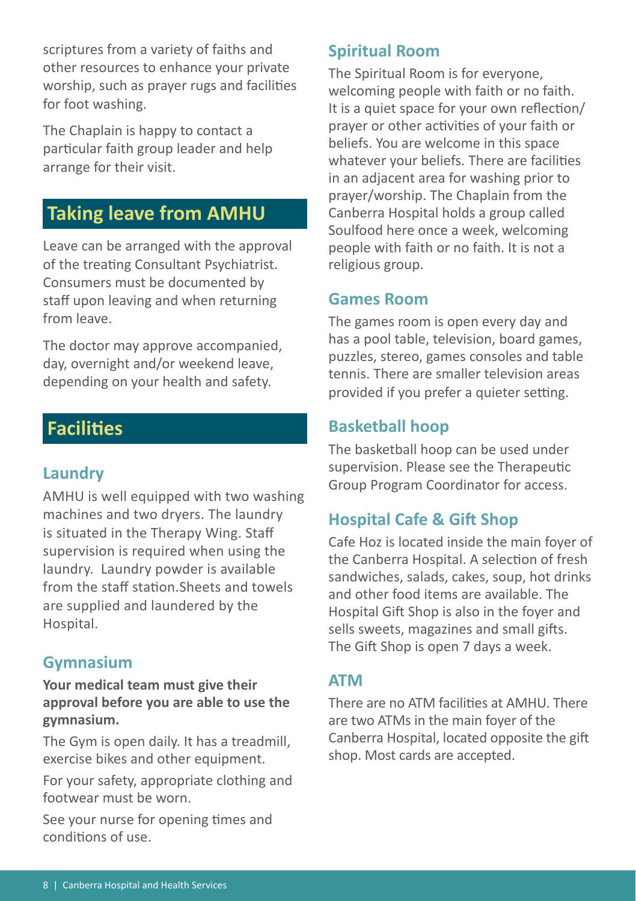scriptures from a variety of faiths and other resources to enhance your private worship, such as prayer rugs and facilities for foot washing.

The Chaplain is happy to contact a particular faith group leader and help arrange for their visit.

## Taking leave from AMHU

Leave can be arranged with the approval of the treating Consultant Psychiatrist. Consumers must be documented by staff upon leaving and when returning from leave.

The doctor may approve accompanied, day, overnight and/or weekend leave, depending on your health and safety.

## Facilities

### Laundry

AMHU is well equipped with two washing machines and two dryers. The laundry is situated in the Therapy Wing. Staff supervision is required when using the laundry. Laundry powder is available from the staff station.Sheets and towels are supplied and laundered by the Hospital.

### Gymnasium

**Your medical team must give their approval before you are able to use the gymnasium.**

The Gym is open daily. It has a treadmill, exercise bikes and other equipment.

For your safety, appropriate clothing and footwear must be worn.

See your nurse for opening times and conditions of use.

### Spiritual Room

The Spiritual Room is for everyone, welcoming people with faith or no faith. It is a quiet space for your own reflection/ prayer or other activities of your faith or beliefs. You are welcome in this space whatever your beliefs. There are facilities in an adjacent area for washing prior to prayer/worship. The Chaplain from the Canberra Hospital holds a group called Soulfood here once a week, welcoming people with faith or no faith. It is not a religious group.

### Games Room

The games room is open every day and has a pool table, television, board games, puzzles, stereo, games consoles and table tennis. There are smaller television areas provided if you prefer a quieter setting.

### Basketball hoop

The basketball hoop can be used under supervision. Please see the Therapeutic Group Program Coordinator for access.

### Hospital Cafe & Gift Shop

Cafe Hoz is located inside the main foyer of the Canberra Hospital. A selection of fresh sandwiches, salads, cakes, soup, hot drinks and other food items are available. The Hospital Gift Shop is also in the foyer and sells sweets, magazines and small gifts. The Gift Shop is open 7 days a week.

### ATM

There are no ATM facilities at AMHU. There are two ATMs in the main foyer of the Canberra Hospital, located opposite the gift shop. Most cards are accepted.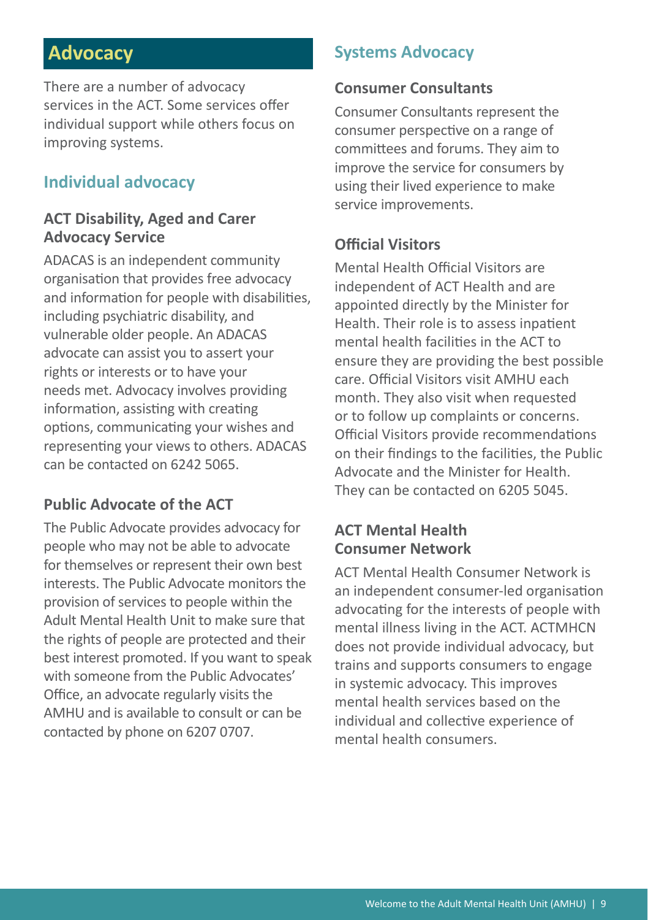# Advocacy

There are a number of advocacy services in the ACT. Some services offer individual support while others focus on improving systems.

## Individual advocacy

### ACT Disability, Aged and Carer Advocacy Service

ADACAS is an independent community organisation that provides free advocacy and information for people with disabilities, including psychiatric disability, and vulnerable older people. An ADACAS advocate can assist you to assert your rights or interests or to have your needs met. Advocacy involves providing information, assisting with creating options, communicating your wishes and representing your views to others. ADACAS can be contacted on 6242 5065.

### Public Advocate of the ACT

The Public Advocate provides advocacy for people who may not be able to advocate for themselves or represent their own best interests. The Public Advocate monitors the provision of services to people within the Adult Mental Health Unit to make sure that the rights of people are protected and their best interest promoted. If you want to speak with someone from the Public Advocates' Office, an advocate regularly visits the AMHU and is available to consult or can be contacted by phone on 6207 0707.

## Systems Advocacy

### Consumer Consultants

Consumer Consultants represent the consumer perspective on a range of committees and forums. They aim to improve the service for consumers by using their lived experience to make service improvements.

### Official Visitors

Mental Health Official Visitors are independent of ACT Health and are appointed directly by the Minister for Health. Their role is to assess inpatient mental health facilities in the ACT to ensure they are providing the best possible care. Official Visitors visit AMHU each month. They also visit when requested or to follow up complaints or concerns. Official Visitors provide recommendations on their findings to the facilities, the Public Advocate and the Minister for Health. They can be contacted on 6205 5045.

### ACT Mental Health Consumer Network

ACT Mental Health Consumer Network is an independent consumer-led organisation advocating for the interests of people with mental illness living in the ACT. ACTMHCN does not provide individual advocacy, but trains and supports consumers to engage in systemic advocacy. This improves mental health services based on the individual and collective experience of mental health consumers.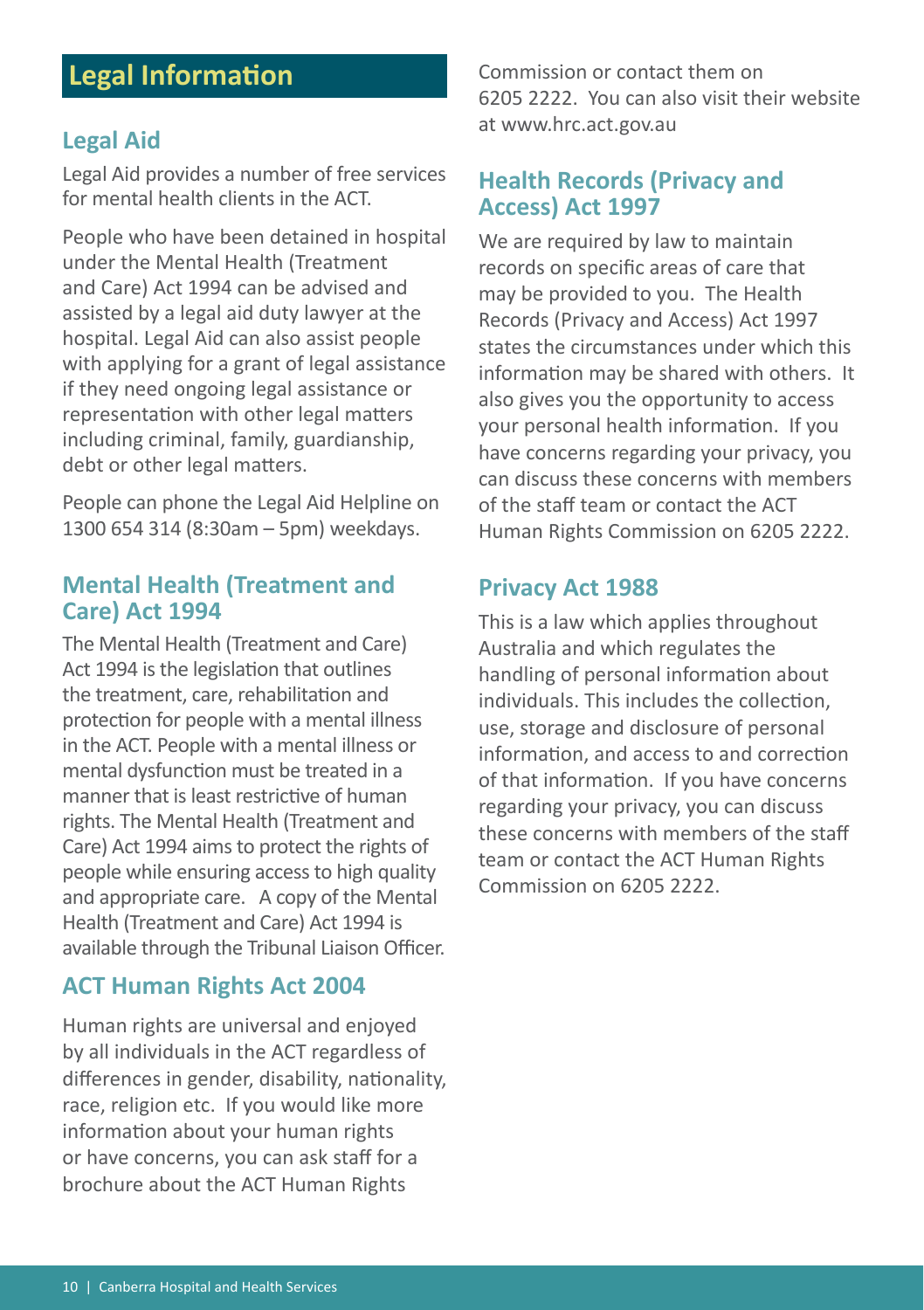# Legal Information

## Legal Aid

Legal Aid provides a number of free services for mental health clients in the ACT.

People who have been detained in hospital under the Mental Health (Treatment and Care) Act 1994 can be advised and assisted by a legal aid duty lawyer at the hospital. Legal Aid can also assist people with applying for a grant of legal assistance if they need ongoing legal assistance or representation with other legal matters including criminal, family, guardianship, debt or other legal matters.

People can phone the Legal Aid Helpline on 1300 654 314 (8:30am – 5pm) weekdays.

## Mental Health (Treatment and Care) Act 1994

The Mental Health (Treatment and Care) Act 1994 is the legislation that outlines the treatment, care, rehabilitation and protection for people with a mental illness in the ACT. People with a mental illness or mental dysfunction must be treated in a manner that is least restrictive of human rights. The Mental Health (Treatment and Care) Act 1994 aims to protect the rights of people while ensuring access to high quality and appropriate care. A copy of the Mental Health (Treatment and Care) Act 1994 is available through the Tribunal Liaison Officer.

## ACT Human Rights Act 2004

Human rights are universal and enjoyed by all individuals in the ACT regardless of differences in gender, disability, nationality, race, religion etc. If you would like more information about your human rights or have concerns, you can ask staff for a brochure about the ACT Human Rights Commission or contact them on 6205 2222. You can also visit their website at www.hrc.act.gov.au

## Health Records (Privacy and Access) Act 1997

We are required by law to maintain records on specific areas of care that may be provided to you. The Health Records (Privacy and Access) Act 1997 states the circumstances under which this information may be shared with others. It also gives you the opportunity to access your personal health information. If you have concerns regarding your privacy, you can discuss these concerns with members of the staff team or contact the ACT Human Rights Commission on 6205 2222.

## Privacy Act 1988

This is a law which applies throughout Australia and which regulates the handling of personal information about individuals. This includes the collection, use, storage and disclosure of personal information, and access to and correction of that information. If you have concerns regarding your privacy, you can discuss these concerns with members of the staff team or contact the ACT Human Rights Commission on 6205 2222.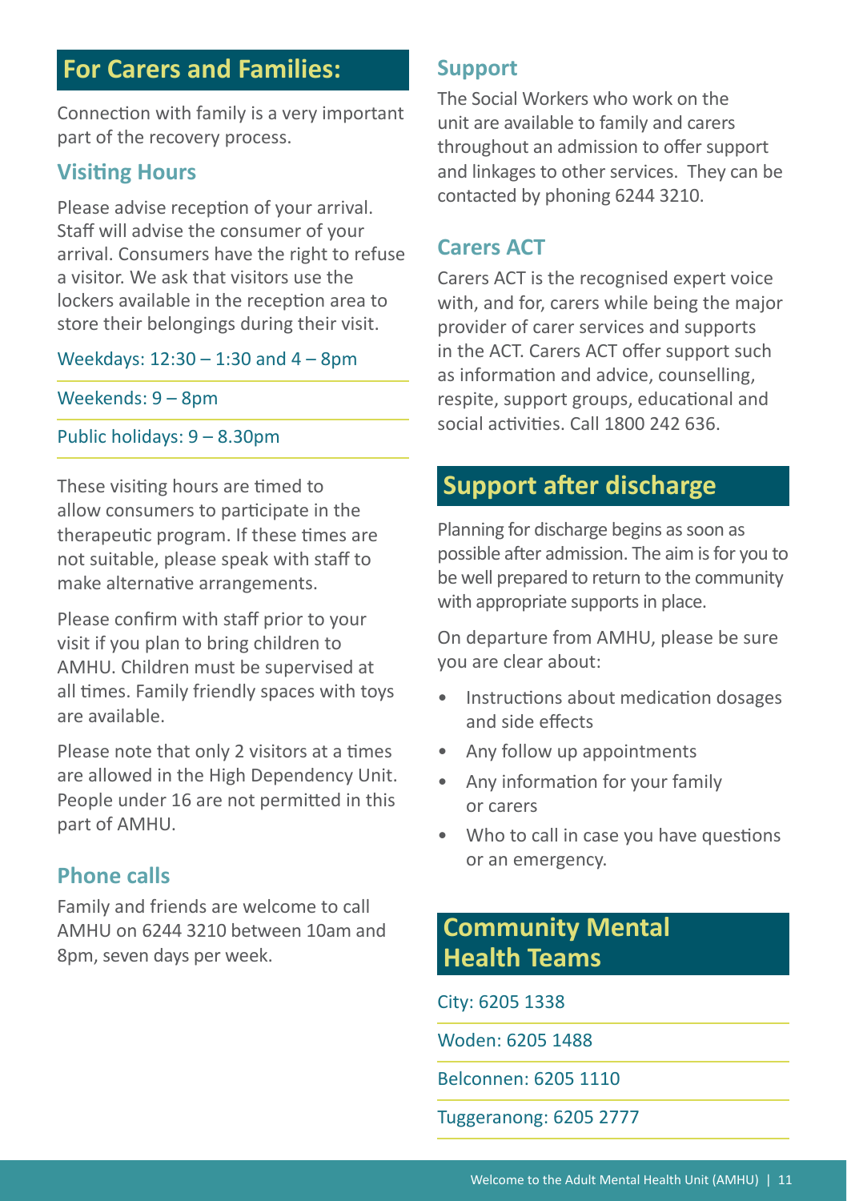## For Carers and Families:

Connection with family is a very important part of the recovery process.

### Visiting Hours

Please advise reception of your arrival. Staff will advise the consumer of your arrival. Consumers have the right to refuse a visitor. We ask that visitors use the lockers available in the reception area to store their belongings during their visit.

Weekdays: 12:30 – 1:30 and 4 – 8pm

Weekends: 9 – 8pm

Public holidays: 9 – 8.30pm

These visiting hours are timed to allow consumers to participate in the therapeutic program. If these times are not suitable, please speak with staff to make alternative arrangements.

Please confirm with staff prior to your visit if you plan to bring children to AMHU. Children must be supervised at all times. Family friendly spaces with toys are available.

Please note that only 2 visitors at a times are allowed in the High Dependency Unit. People under 16 are not permitted in this part of AMHU.

### Phone calls

Family and friends are welcome to call AMHU on 6244 3210 between 10am and 8pm, seven days per week.

### Support

The Social Workers who work on the unit are available to family and carers throughout an admission to offer support and linkages to other services. They can be contacted by phoning 6244 3210.

### Carers ACT

Carers ACT is the recognised expert voice with, and for, carers while being the major provider of carer services and supports in the ACT. Carers ACT offer support such as information and advice, counselling, respite, support groups, educational and social activities. Call 1800 242 636.

## Support after discharge

Planning for discharge begins as soon as possible after admission. The aim is for you to be well prepared to return to the community with appropriate supports in place.

On departure from AMHU, please be sure you are clear about:

- Instructions about medication dosages and side effects
- Any follow up appointments
- Any information for your family or carers
- Who to call in case you have questions or an emergency.

## Community Mental Health Teams

City: 6205 1338

Woden: 6205 1488

Belconnen: 6205 1110

Tuggeranong: 6205 2777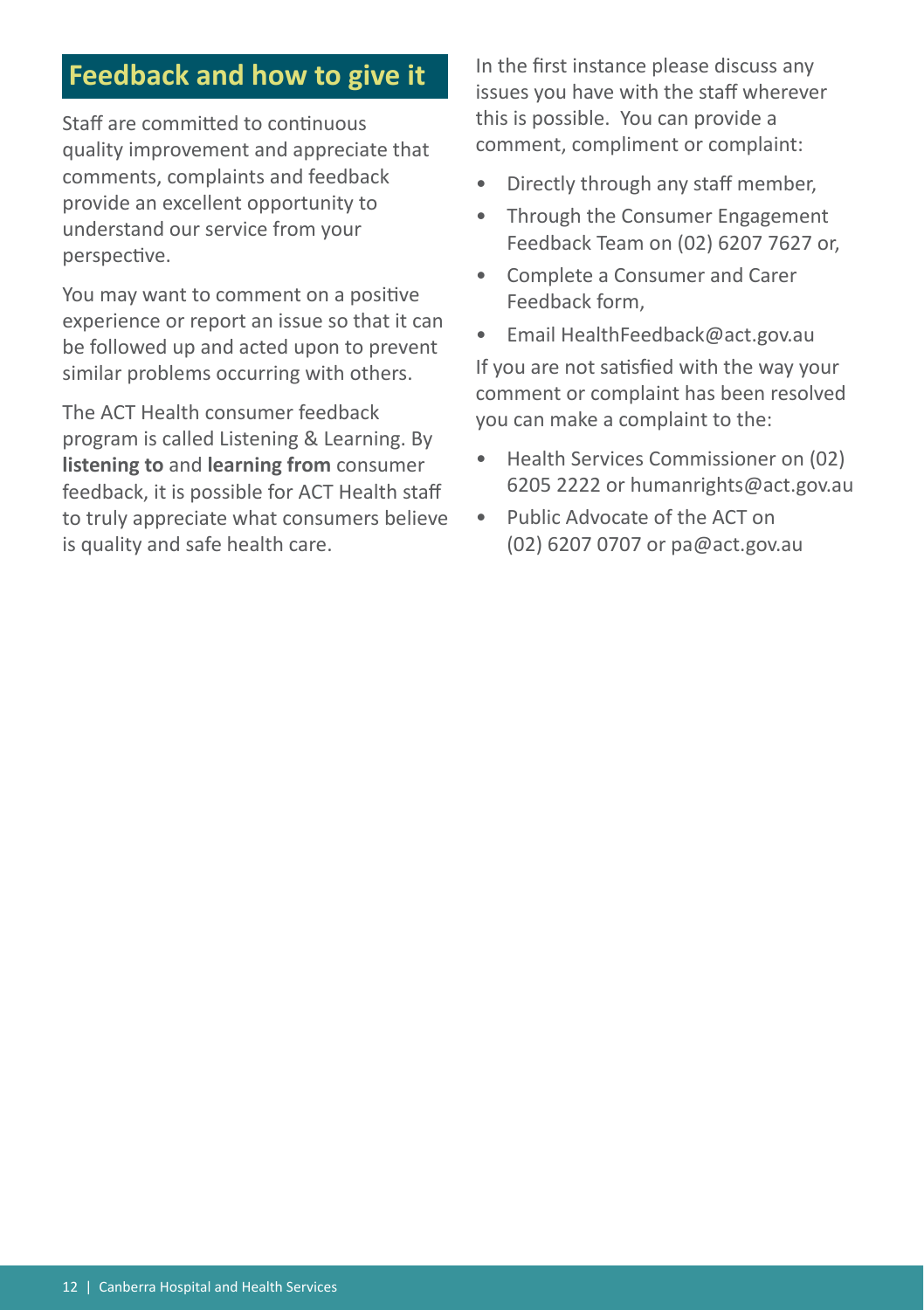## Feedback and how to give it

Staff are committed to continuous quality improvement and appreciate that comments, complaints and feedback provide an excellent opportunity to understand our service from your perspective.

You may want to comment on a positive experience or report an issue so that it can be followed up and acted upon to prevent similar problems occurring with others.

The ACT Health consumer feedback program is called Listening & Learning. By **listening to** and **learning from** consumer feedback, it is possible for ACT Health staff to truly appreciate what consumers believe is quality and safe health care.

In the first instance please discuss any issues you have with the staff wherever this is possible. You can provide a comment, compliment or complaint:

- Directly through any staff member,
- Through the Consumer Engagement Feedback Team on (02) 6207 7627 or,
- Complete a Consumer and Carer Feedback form,
- Email HealthFeedback@act.gov.au

If you are not satisfied with the way your comment or complaint has been resolved you can make a complaint to the:

- Health Services Commissioner on (02) 6205 2222 or humanrights@act.gov.au
- Public Advocate of the ACT on (02) 6207 0707 or pa@act.gov.au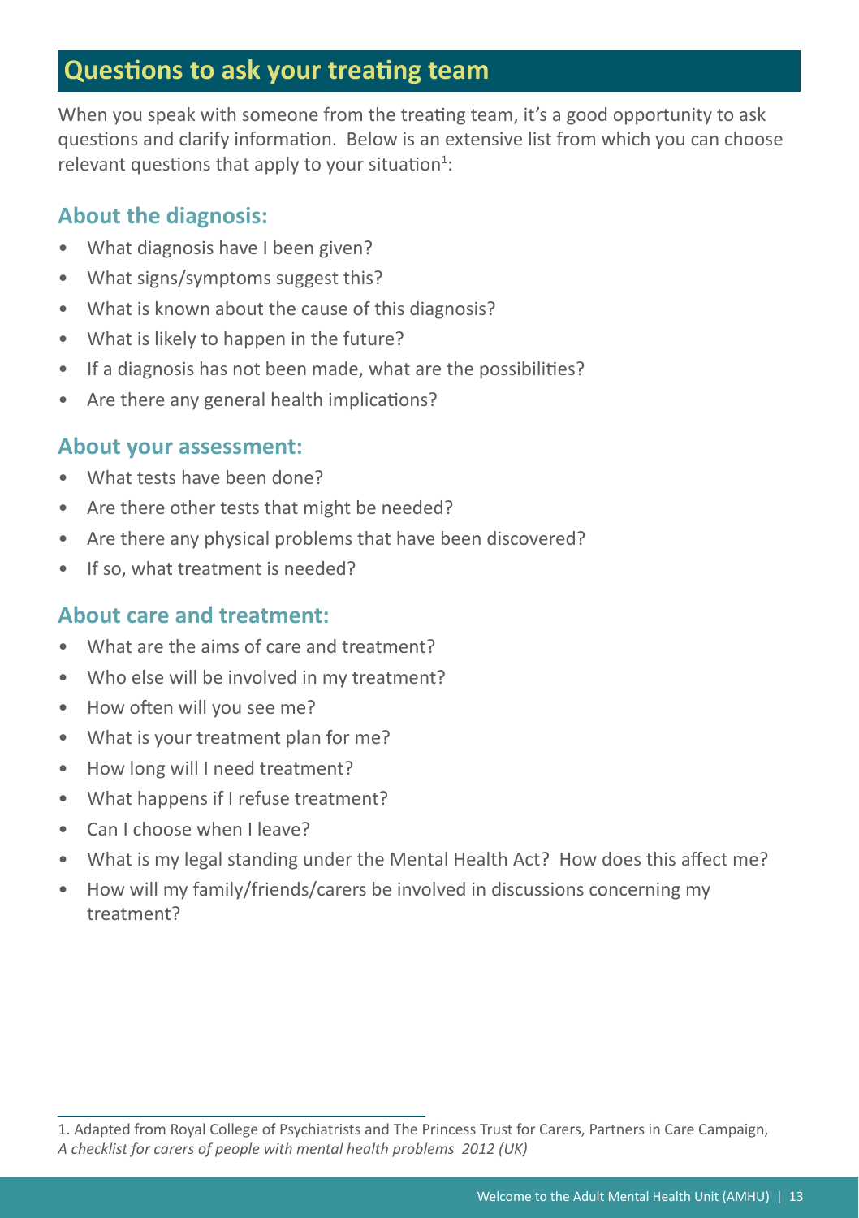## Questions to ask your treating team

When you speak with someone from the treating team, it's a good opportunity to ask questions and clarify information. Below is an extensive list from which you can choose relevant questions that apply to your situation[1]:

### About the diagnosis:

- What diagnosis have I been given?
- What signs/symptoms suggest this?
- What is known about the cause of this diagnosis?
- What is likely to happen in the future?
- If a diagnosis has not been made, what are the possibilities?
- Are there any general health implications?

### About your assessment:

- What tests have been done?
- Are there other tests that might be needed?
- Are there any physical problems that have been discovered?
- If so, what treatment is needed?

### About care and treatment:

- What are the aims of care and treatment?
- Who else will be involved in my treatment?
- How often will you see me?
- What is your treatment plan for me?
- How long will I need treatment?
- What happens if I refuse treatment?
- Can I choose when I leave?
- What is my legal standing under the Mental Health Act? How does this affect me?
- How will my family/friends/carers be involved in discussions concerning my treatment?

---

1. Adapted from Royal College of Psychiatrists and The Princess Trust for Carers, Partners in Care Campaign, *A checklist for carers of people with mental health problems 2012 (UK)*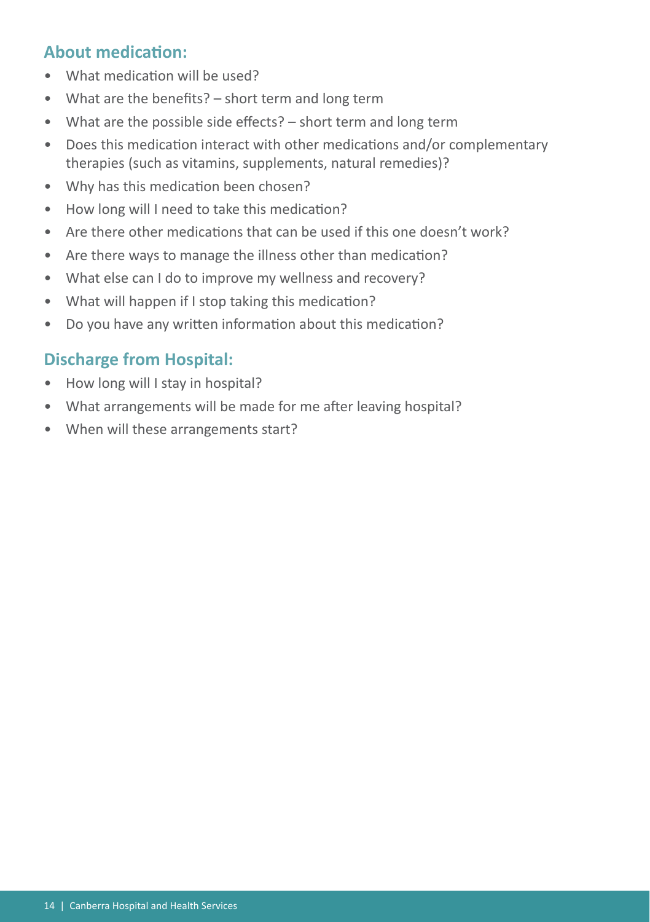## About medication:

- What medication will be used?
- What are the benefits? – short term and long term
- What are the possible side effects? – short term and long term
- Does this medication interact with other medications and/or complementary therapies (such as vitamins, supplements, natural remedies)?
- Why has this medication been chosen?
- How long will I need to take this medication?
- Are there other medications that can be used if this one doesn't work?
- Are there ways to manage the illness other than medication?
- What else can I do to improve my wellness and recovery?
- What will happen if I stop taking this medication?
- Do you have any written information about this medication?

## Discharge from Hospital:

- How long will I stay in hospital?
- What arrangements will be made for me after leaving hospital?
- When will these arrangements start?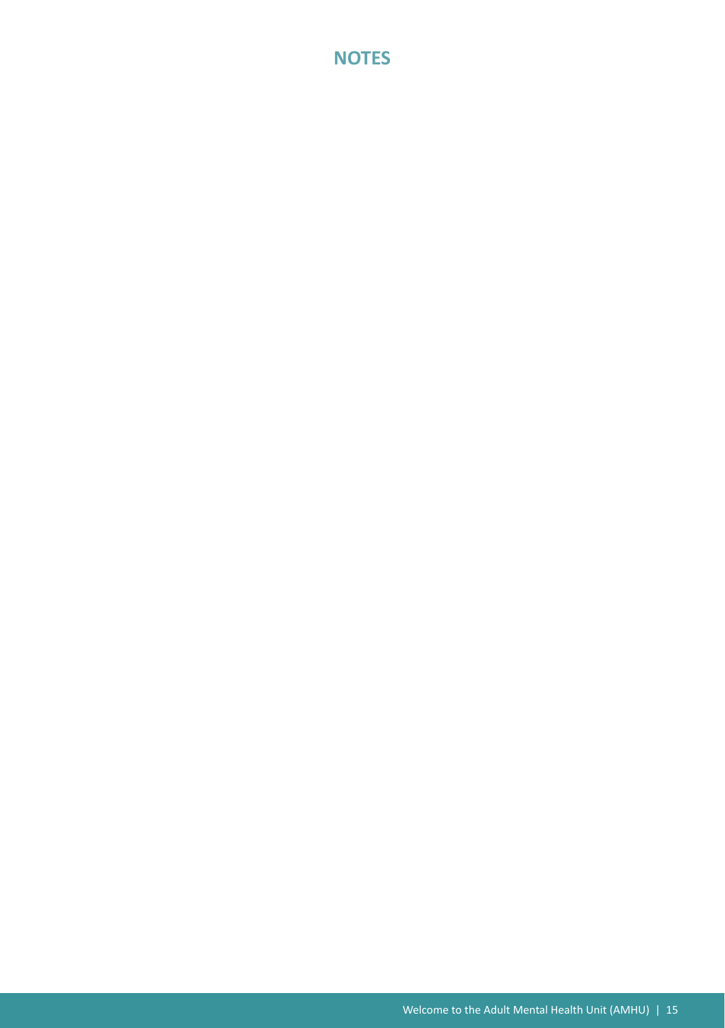# NOTES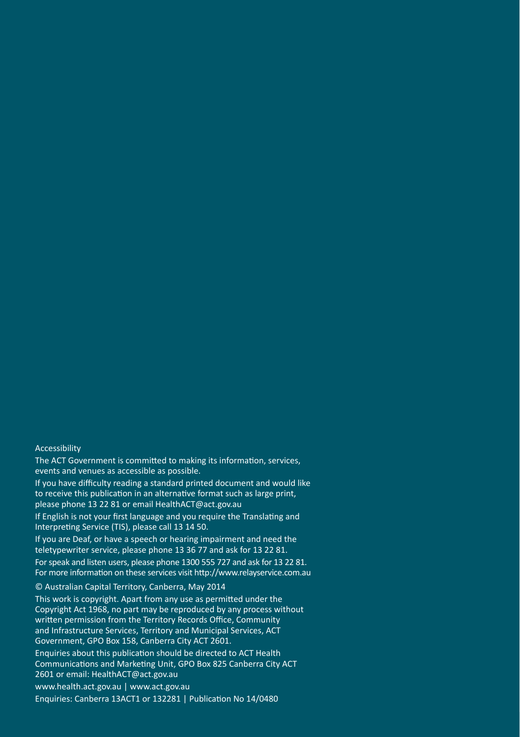Accessibility

The ACT Government is committed to making its information, services, events and venues as accessible as possible.

If you have difficulty reading a standard printed document and would like to receive this publication in an alternative format such as large print, please phone 13 22 81 or email HealthACT@act.gov.au

If English is not your first language and you require the Translating and Interpreting Service (TIS), please call 13 14 50.

If you are Deaf, or have a speech or hearing impairment and need the teletypewriter service, please phone 13 36 77 and ask for 13 22 81.

For speak and listen users, please phone 1300 555 727 and ask for 13 22 81. For more information on these services visit http://www.relayservice.com.au

© Australian Capital Territory, Canberra, May 2014

This work is copyright. Apart from any use as permitted under the Copyright Act 1968, no part may be reproduced by any process without written permission from the Territory Records Office, Community and Infrastructure Services, Territory and Municipal Services, ACT Government, GPO Box 158, Canberra City ACT 2601.

Enquiries about this publication should be directed to ACT Health Communications and Marketing Unit, GPO Box 825 Canberra City ACT 2601 or email: HealthACT@act.gov.au

www.health.act.gov.au | www.act.gov.au

Enquiries: Canberra 13ACT1 or 132281 | Publication No 14/0480